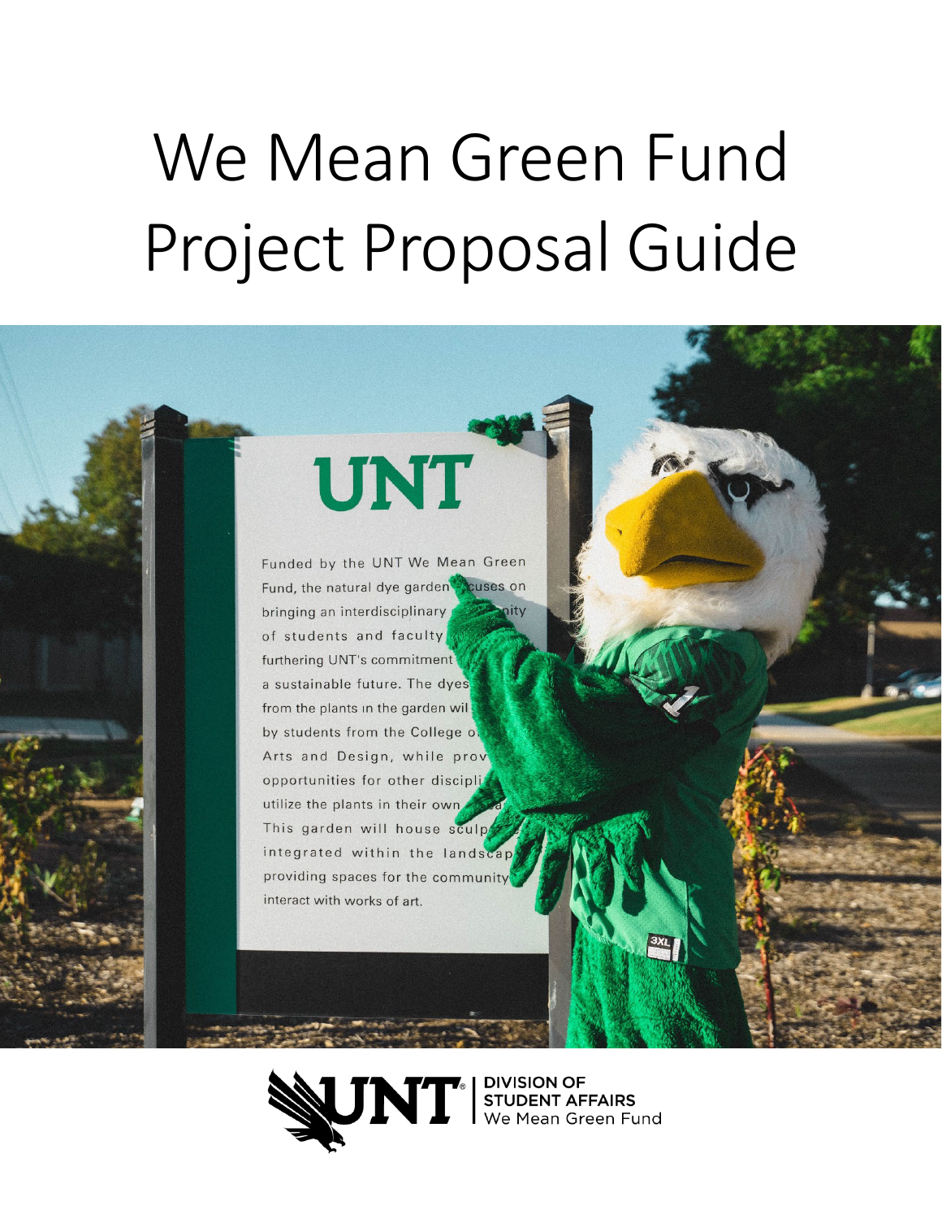# We Mean Green Fund Project Proposal Guide

DIVISION OF STUDENT AFFAIRS
We Mean Green Fund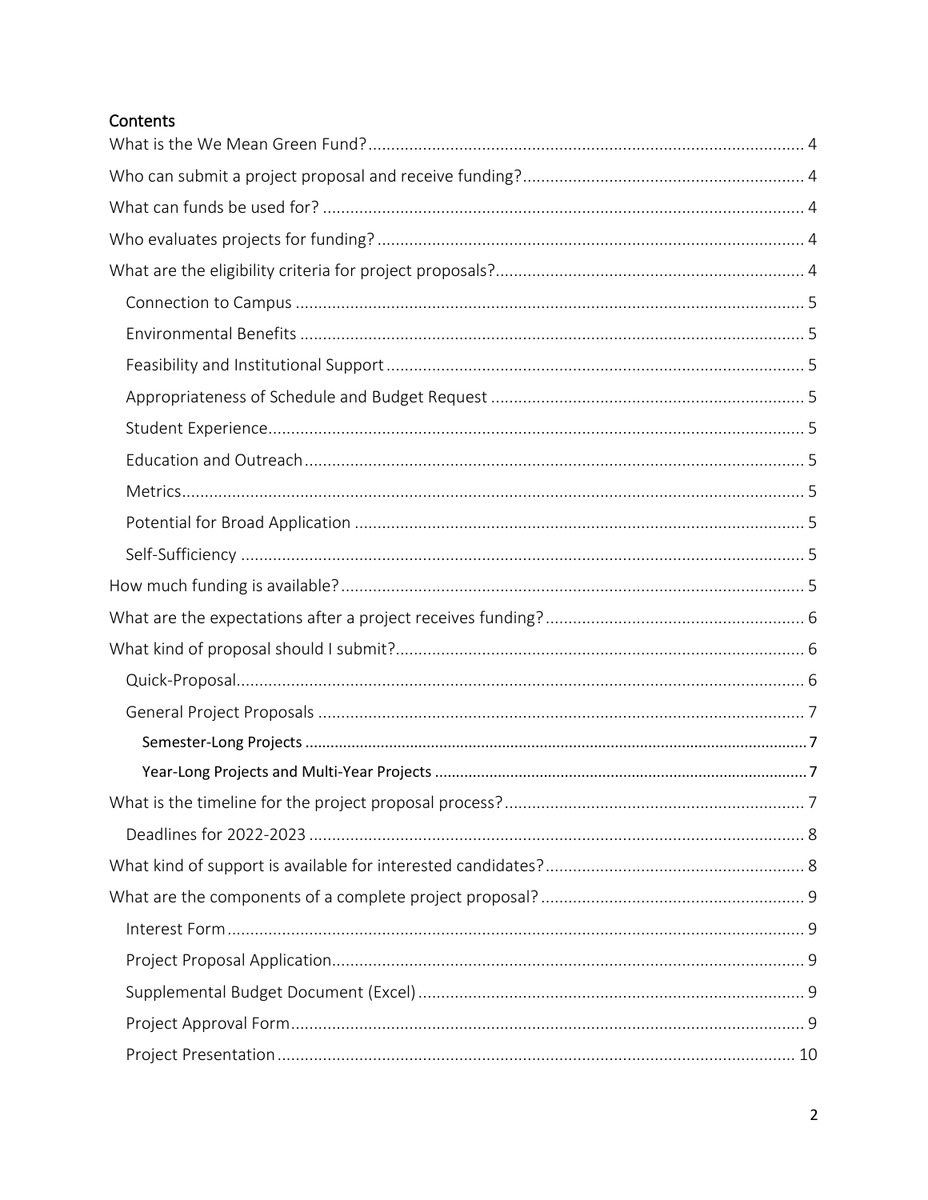## Contents

- What is the We Mean Green Fund? ........ 4
- Who can submit a project proposal and receive funding? ........ 4
- What can funds be used for? ........ 4
- Who evaluates projects for funding? ........ 4
- What are the eligibility criteria for project proposals? ........ 4
  - Connection to Campus ........ 5
  - Environmental Benefits ........ 5
  - Feasibility and Institutional Support ........ 5
  - Appropriateness of Schedule and Budget Request ........ 5
  - Student Experience ........ 5
  - Education and Outreach ........ 5
  - Metrics ........ 5
  - Potential for Broad Application ........ 5
  - Self-Sufficiency ........ 5
- How much funding is available? ........ 5
- What are the expectations after a project receives funding? ........ 6
- What kind of proposal should I submit? ........ 6
  - Quick-Proposal ........ 6
  - General Project Proposals ........ 7
    - Semester-Long Projects ........ 7
    - Year-Long Projects and Multi-Year Projects ........ 7
- What is the timeline for the project proposal process? ........ 7
  - Deadlines for 2022-2023 ........ 8
- What kind of support is available for interested candidates? ........ 8
- What are the components of a complete project proposal? ........ 9
  - Interest Form ........ 9
  - Project Proposal Application ........ 9
  - Supplemental Budget Document (Excel) ........ 9
  - Project Approval Form ........ 9
  - Project Presentation ........ 10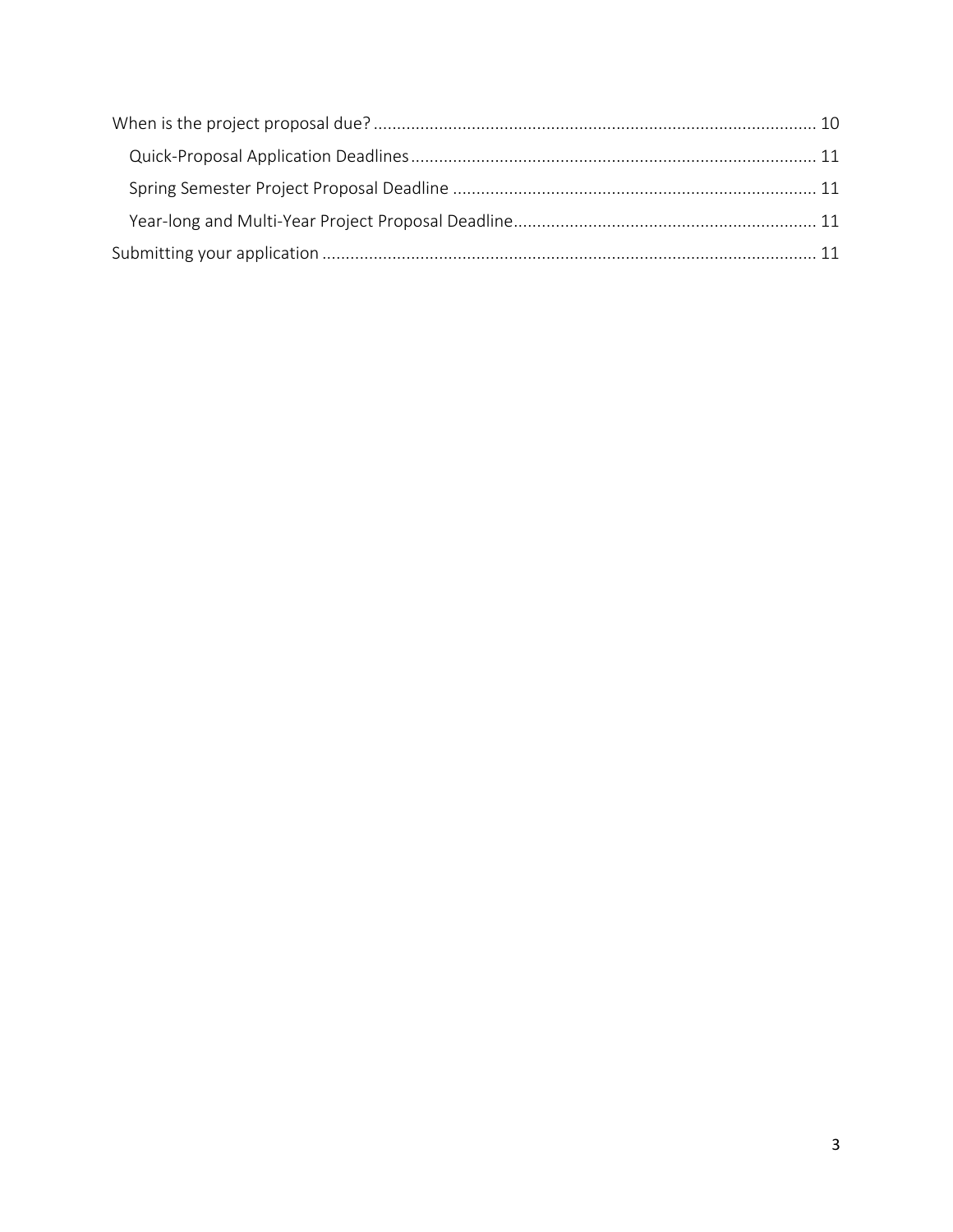When is the project proposal due? .............................................................................................. 10

- Quick-Proposal Application Deadlines ...................................................................................... 11
- Spring Semester Project Proposal Deadline ............................................................................. 11
- Year-long and Multi-Year Project Proposal Deadline ................................................................ 11

Submitting your application ......................................................................................................... 11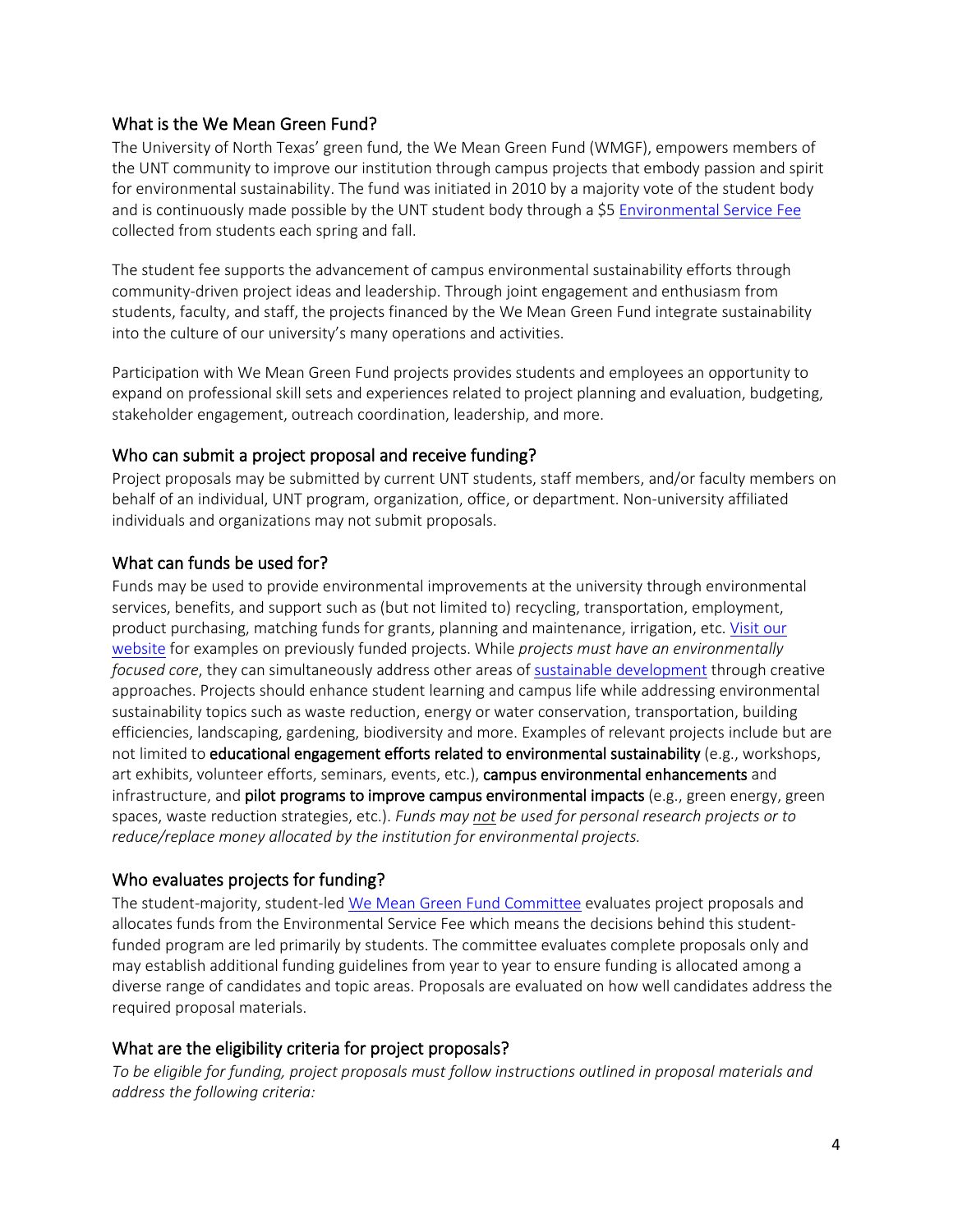## What is the We Mean Green Fund?

The University of North Texas' green fund, the We Mean Green Fund (WMGF), empowers members of the UNT community to improve our institution through campus projects that embody passion and spirit for environmental sustainability. The fund was initiated in 2010 by a majority vote of the student body and is continuously made possible by the UNT student body through a $5 Environmental Service Fee collected from students each spring and fall.

The student fee supports the advancement of campus environmental sustainability efforts through community-driven project ideas and leadership. Through joint engagement and enthusiasm from students, faculty, and staff, the projects financed by the We Mean Green Fund integrate sustainability into the culture of our university's many operations and activities.

Participation with We Mean Green Fund projects provides students and employees an opportunity to expand on professional skill sets and experiences related to project planning and evaluation, budgeting, stakeholder engagement, outreach coordination, leadership, and more.

## Who can submit a project proposal and receive funding?

Project proposals may be submitted by current UNT students, staff members, and/or faculty members on behalf of an individual, UNT program, organization, office, or department. Non-university affiliated individuals and organizations may not submit proposals.

## What can funds be used for?

Funds may be used to provide environmental improvements at the university through environmental services, benefits, and support such as (but not limited to) recycling, transportation, employment, product purchasing, matching funds for grants, planning and maintenance, irrigation, etc. Visit our website for examples on previously funded projects. While *projects must have an environmentally focused core*, they can simultaneously address other areas of sustainable development through creative approaches. Projects should enhance student learning and campus life while addressing environmental sustainability topics such as waste reduction, energy or water conservation, transportation, building efficiencies, landscaping, gardening, biodiversity and more. Examples of relevant projects include but are not limited to **educational engagement efforts related to environmental sustainability** (e.g., workshops, art exhibits, volunteer efforts, seminars, events, etc.), **campus environmental enhancements** and infrastructure, and **pilot programs to improve campus environmental impacts** (e.g., green energy, green spaces, waste reduction strategies, etc.). *Funds may <u>not</u> be used for personal research projects or to reduce/replace money allocated by the institution for environmental projects.*

## Who evaluates projects for funding?

The student-majority, student-led We Mean Green Fund Committee evaluates project proposals and allocates funds from the Environmental Service Fee which means the decisions behind this student-funded program are led primarily by students. The committee evaluates complete proposals only and may establish additional funding guidelines from year to year to ensure funding is allocated among a diverse range of candidates and topic areas. Proposals are evaluated on how well candidates address the required proposal materials.

## What are the eligibility criteria for project proposals?

*To be eligible for funding, project proposals must follow instructions outlined in proposal materials and address the following criteria:*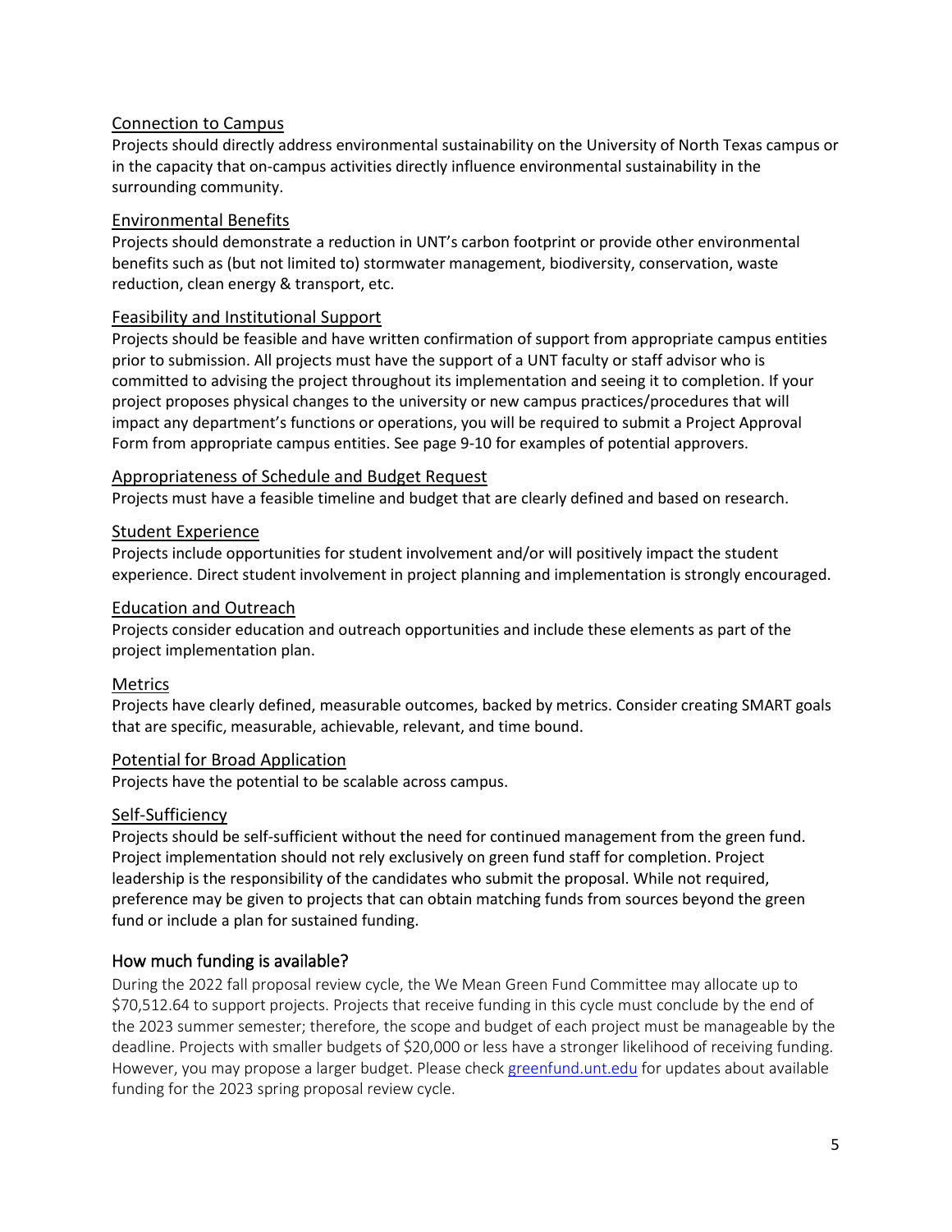### Connection to Campus

Projects should directly address environmental sustainability on the University of North Texas campus or in the capacity that on-campus activities directly influence environmental sustainability in the surrounding community.

### Environmental Benefits

Projects should demonstrate a reduction in UNT's carbon footprint or provide other environmental benefits such as (but not limited to) stormwater management, biodiversity, conservation, waste reduction, clean energy & transport, etc.

### Feasibility and Institutional Support

Projects should be feasible and have written confirmation of support from appropriate campus entities prior to submission. All projects must have the support of a UNT faculty or staff advisor who is committed to advising the project throughout its implementation and seeing it to completion. If your project proposes physical changes to the university or new campus practices/procedures that will impact any department's functions or operations, you will be required to submit a Project Approval Form from appropriate campus entities. See page 9-10 for examples of potential approvers.

### Appropriateness of Schedule and Budget Request

Projects must have a feasible timeline and budget that are clearly defined and based on research.

### Student Experience

Projects include opportunities for student involvement and/or will positively impact the student experience. Direct student involvement in project planning and implementation is strongly encouraged.

### Education and Outreach

Projects consider education and outreach opportunities and include these elements as part of the project implementation plan.

### Metrics

Projects have clearly defined, measurable outcomes, backed by metrics. Consider creating SMART goals that are specific, measurable, achievable, relevant, and time bound.

### Potential for Broad Application

Projects have the potential to be scalable across campus.

### Self-Sufficiency

Projects should be self-sufficient without the need for continued management from the green fund. Project implementation should not rely exclusively on green fund staff for completion. Project leadership is the responsibility of the candidates who submit the proposal. While not required, preference may be given to projects that can obtain matching funds from sources beyond the green fund or include a plan for sustained funding.

## How much funding is available?

During the 2022 fall proposal review cycle, the We Mean Green Fund Committee may allocate up to $70,512.64 to support projects. Projects that receive funding in this cycle must conclude by the end of the 2023 summer semester; therefore, the scope and budget of each project must be manageable by the deadline. Projects with smaller budgets of $20,000 or less have a stronger likelihood of receiving funding. However, you may propose a larger budget. Please check [greenfund.unt.edu](greenfund.unt.edu) for updates about available funding for the 2023 spring proposal review cycle.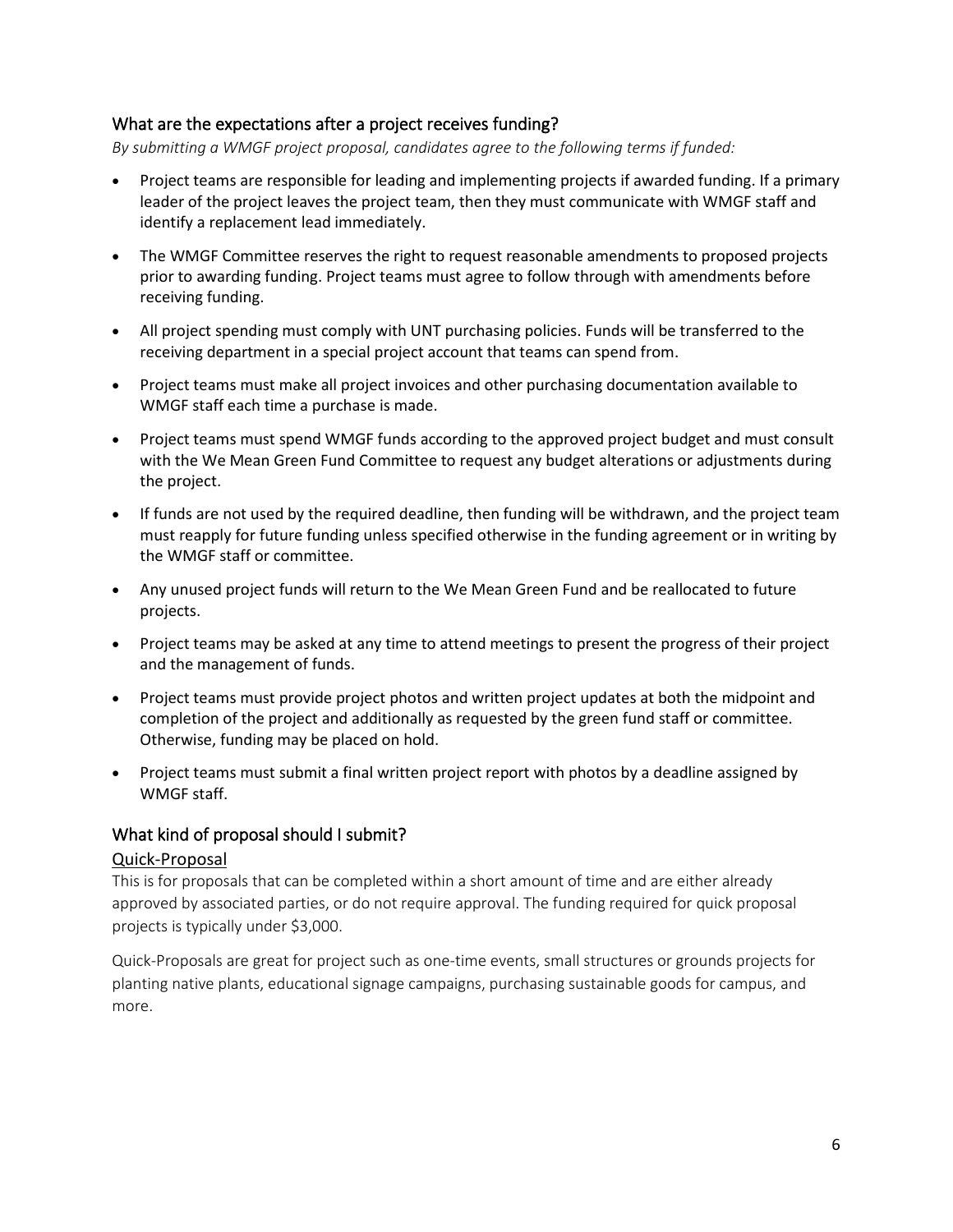## What are the expectations after a project receives funding?

*By submitting a WMGF project proposal, candidates agree to the following terms if funded:*

- Project teams are responsible for leading and implementing projects if awarded funding. If a primary leader of the project leaves the project team, then they must communicate with WMGF staff and identify a replacement lead immediately.
- The WMGF Committee reserves the right to request reasonable amendments to proposed projects prior to awarding funding. Project teams must agree to follow through with amendments before receiving funding.
- All project spending must comply with UNT purchasing policies. Funds will be transferred to the receiving department in a special project account that teams can spend from.
- Project teams must make all project invoices and other purchasing documentation available to WMGF staff each time a purchase is made.
- Project teams must spend WMGF funds according to the approved project budget and must consult with the We Mean Green Fund Committee to request any budget alterations or adjustments during the project.
- If funds are not used by the required deadline, then funding will be withdrawn, and the project team must reapply for future funding unless specified otherwise in the funding agreement or in writing by the WMGF staff or committee.
- Any unused project funds will return to the We Mean Green Fund and be reallocated to future projects.
- Project teams may be asked at any time to attend meetings to present the progress of their project and the management of funds.
- Project teams must provide project photos and written project updates at both the midpoint and completion of the project and additionally as requested by the green fund staff or committee. Otherwise, funding may be placed on hold.
- Project teams must submit a final written project report with photos by a deadline assigned by WMGF staff.

## What kind of proposal should I submit?

### Quick-Proposal

This is for proposals that can be completed within a short amount of time and are either already approved by associated parties, or do not require approval. The funding required for quick proposal projects is typically under $3,000.

Quick-Proposals are great for project such as one-time events, small structures or grounds projects for planting native plants, educational signage campaigns, purchasing sustainable goods for campus, and more.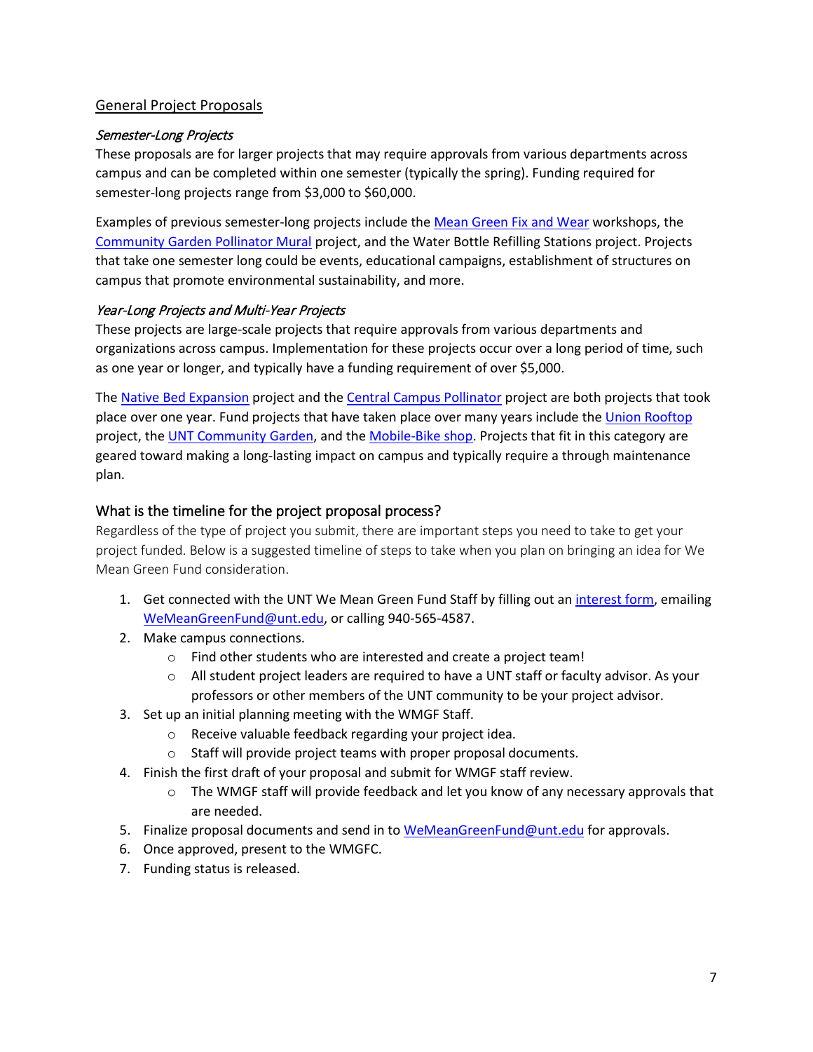## General Project Proposals

### *Semester-Long Projects*

These proposals are for larger projects that may require approvals from various departments across campus and can be completed within one semester (typically the spring). Funding required for semester-long projects range from $3,000 to $60,000.

Examples of previous semester-long projects include the [Mean Green Fix and Wear]() workshops, the [Community Garden Pollinator Mural]() project, and the Water Bottle Refilling Stations project. Projects that take one semester long could be events, educational campaigns, establishment of structures on campus that promote environmental sustainability, and more.

### *Year-Long Projects and Multi-Year Projects*

These projects are large-scale projects that require approvals from various departments and organizations across campus. Implementation for these projects occur over a long period of time, such as one year or longer, and typically have a funding requirement of over $5,000.

The [Native Bed Expansion]() project and the [Central Campus Pollinator]() project are both projects that took place over one year. Fund projects that have taken place over many years include the [Union Rooftop]() project, the [UNT Community Garden](), and the [Mobile-Bike shop](). Projects that fit in this category are geared toward making a long-lasting impact on campus and typically require a through maintenance plan.

## What is the timeline for the project proposal process?

Regardless of the type of project you submit, there are important steps you need to take to get your project funded. Below is a suggested timeline of steps to take when you plan on bringing an idea for We Mean Green Fund consideration.

1. Get connected with the UNT We Mean Green Fund Staff by filling out an [interest form](), emailing [WeMeanGreenFund@unt.edu](mailto:WeMeanGreenFund@unt.edu), or calling 940-565-4587.
2. Make campus connections.
   - Find other students who are interested and create a project team!
   - All student project leaders are required to have a UNT staff or faculty advisor. As your professors or other members of the UNT community to be your project advisor.
3. Set up an initial planning meeting with the WMGF Staff.
   - Receive valuable feedback regarding your project idea.
   - Staff will provide project teams with proper proposal documents.
4. Finish the first draft of your proposal and submit for WMGF staff review.
   - The WMGF staff will provide feedback and let you know of any necessary approvals that are needed.
5. Finalize proposal documents and send in to [WeMeanGreenFund@unt.edu](mailto:WeMeanGreenFund@unt.edu) for approvals.
6. Once approved, present to the WMGFC.
7. Funding status is released.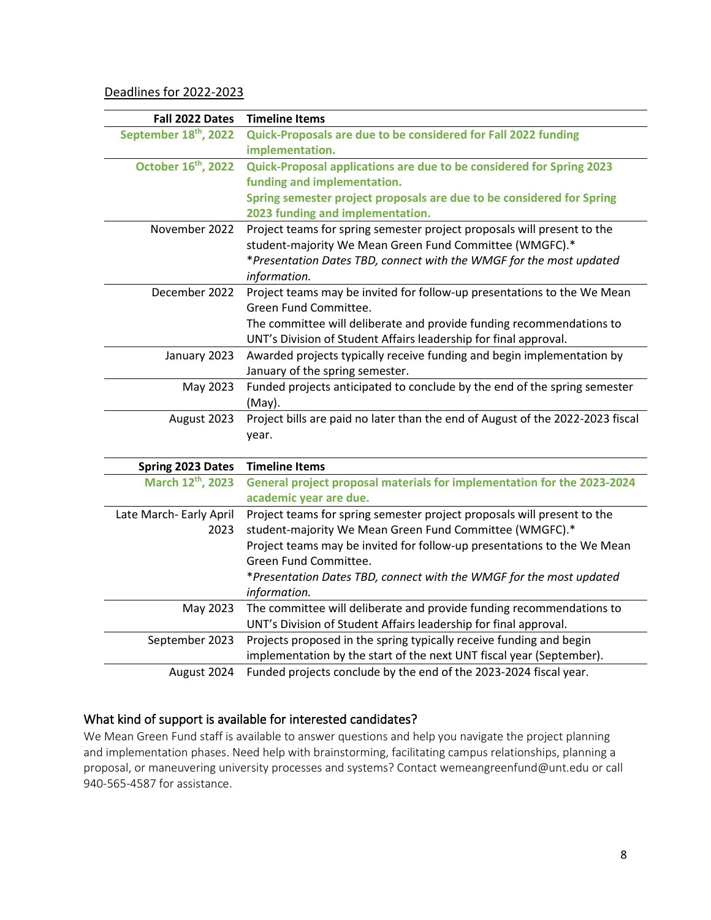Deadlines for 2022-2023

| Fall 2022 Dates | Timeline Items |
|---|---|
| **September 18th, 2022** | **Quick-Proposals are due to be considered for Fall 2022 funding implementation.** |
| **October 16th, 2022** | **Quick-Proposal applications are due to be considered for Spring 2023 funding and implementation.** **Spring semester project proposals are due to be considered for Spring 2023 funding and implementation.** |
| November 2022 | Project teams for spring semester project proposals will present to the student-majority We Mean Green Fund Committee (WMGFC).* *\*Presentation Dates TBD, connect with the WMGF for the most updated information.* |
| December 2022 | Project teams may be invited for follow-up presentations to the We Mean Green Fund Committee. The committee will deliberate and provide funding recommendations to UNT's Division of Student Affairs leadership for final approval. |
| January 2023 | Awarded projects typically receive funding and begin implementation by January of the spring semester. |
| May 2023 | Funded projects anticipated to conclude by the end of the spring semester (May). |
| August 2023 | Project bills are paid no later than the end of August of the 2022-2023 fiscal year. |

| Spring 2023 Dates | Timeline Items |
|---|---|
| **March 12th, 2023** | **General project proposal materials for implementation for the 2023-2024 academic year are due.** |
| Late March- Early April 2023 | Project teams for spring semester project proposals will present to the student-majority We Mean Green Fund Committee (WMGFC).* Project teams may be invited for follow-up presentations to the We Mean Green Fund Committee. *\*Presentation Dates TBD, connect with the WMGF for the most updated information.* |
| May 2023 | The committee will deliberate and provide funding recommendations to UNT's Division of Student Affairs leadership for final approval. |
| September 2023 | Projects proposed in the spring typically receive funding and begin implementation by the start of the next UNT fiscal year (September). |
| August 2024 | Funded projects conclude by the end of the 2023-2024 fiscal year. |

## What kind of support is available for interested candidates?

We Mean Green Fund staff is available to answer questions and help you navigate the project planning and implementation phases. Need help with brainstorming, facilitating campus relationships, planning a proposal, or maneuvering university processes and systems? Contact wemeangreenfund@unt.edu or call 940-565-4587 for assistance.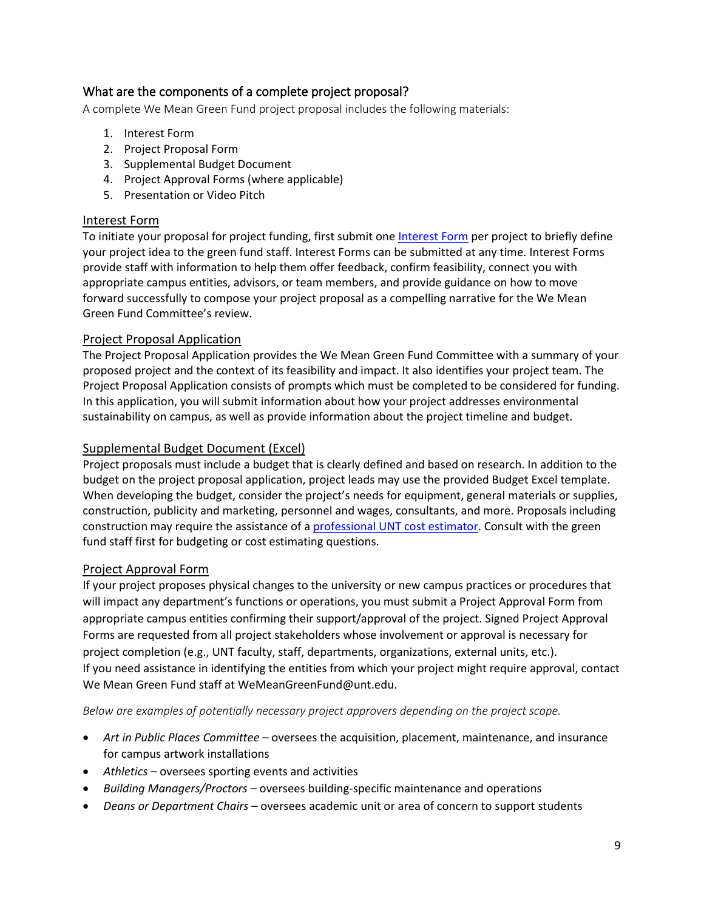## What are the components of a complete project proposal?

A complete We Mean Green Fund project proposal includes the following materials:

1. Interest Form
2. Project Proposal Form
3. Supplemental Budget Document
4. Project Approval Forms (where applicable)
5. Presentation or Video Pitch

### Interest Form

To initiate your proposal for project funding, first submit one Interest Form per project to briefly define your project idea to the green fund staff. Interest Forms can be submitted at any time. Interest Forms provide staff with information to help them offer feedback, confirm feasibility, connect you with appropriate campus entities, advisors, or team members, and provide guidance on how to move forward successfully to compose your project proposal as a compelling narrative for the We Mean Green Fund Committee's review.

### Project Proposal Application

The Project Proposal Application provides the We Mean Green Fund Committee with a summary of your proposed project and the context of its feasibility and impact. It also identifies your project team. The Project Proposal Application consists of prompts which must be completed to be considered for funding. In this application, you will submit information about how your project addresses environmental sustainability on campus, as well as provide information about the project timeline and budget.

### Supplemental Budget Document (Excel)

Project proposals must include a budget that is clearly defined and based on research. In addition to the budget on the project proposal application, project leads may use the provided Budget Excel template. When developing the budget, consider the project's needs for equipment, general materials or supplies, construction, publicity and marketing, personnel and wages, consultants, and more. Proposals including construction may require the assistance of a professional UNT cost estimator. Consult with the green fund staff first for budgeting or cost estimating questions.

### Project Approval Form

If your project proposes physical changes to the university or new campus practices or procedures that will impact any department's functions or operations, you must submit a Project Approval Form from appropriate campus entities confirming their support/approval of the project. Signed Project Approval Forms are requested from all project stakeholders whose involvement or approval is necessary for project completion (e.g., UNT faculty, staff, departments, organizations, external units, etc.).
If you need assistance in identifying the entities from which your project might require approval, contact We Mean Green Fund staff at WeMeanGreenFund@unt.edu.

*Below are examples of potentially necessary project approvers depending on the project scope.*

- *Art in Public Places Committee* – oversees the acquisition, placement, maintenance, and insurance for campus artwork installations
- *Athletics* – oversees sporting events and activities
- *Building Managers/Proctors* – oversees building-specific maintenance and operations
- *Deans or Department Chairs* – oversees academic unit or area of concern to support students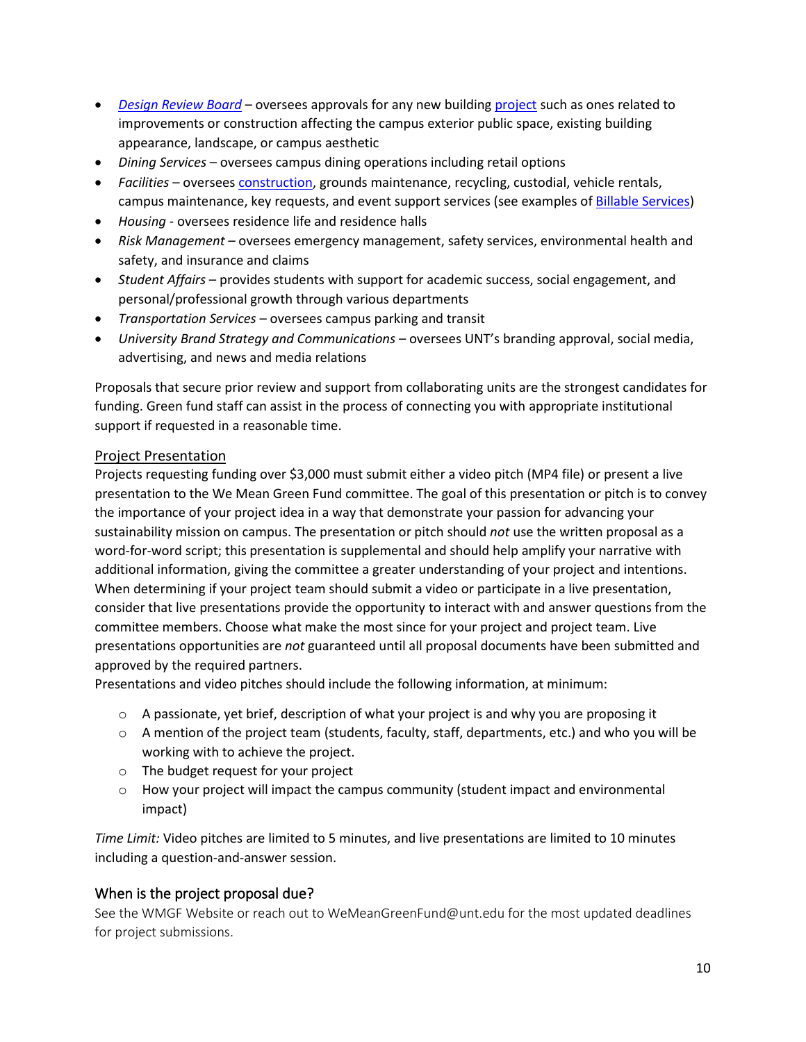- *Design Review Board* – oversees approvals for any new building project such as ones related to improvements or construction affecting the campus exterior public space, existing building appearance, landscape, or campus aesthetic
- *Dining Services* – oversees campus dining operations including retail options
- *Facilities* – oversees construction, grounds maintenance, recycling, custodial, vehicle rentals, campus maintenance, key requests, and event support services (see examples of Billable Services)
- *Housing* - oversees residence life and residence halls
- *Risk Management* – oversees emergency management, safety services, environmental health and safety, and insurance and claims
- *Student Affairs* – provides students with support for academic success, social engagement, and personal/professional growth through various departments
- *Transportation Services* – oversees campus parking and transit
- *University Brand Strategy and Communications* – oversees UNT's branding approval, social media, advertising, and news and media relations

Proposals that secure prior review and support from collaborating units are the strongest candidates for funding. Green fund staff can assist in the process of connecting you with appropriate institutional support if requested in a reasonable time.

### Project Presentation

Projects requesting funding over $3,000 must submit either a video pitch (MP4 file) or present a live presentation to the We Mean Green Fund committee. The goal of this presentation or pitch is to convey the importance of your project idea in a way that demonstrate your passion for advancing your sustainability mission on campus. The presentation or pitch should *not* use the written proposal as a word-for-word script; this presentation is supplemental and should help amplify your narrative with additional information, giving the committee a greater understanding of your project and intentions. When determining if your project team should submit a video or participate in a live presentation, consider that live presentations provide the opportunity to interact with and answer questions from the committee members. Choose what make the most since for your project and project team. Live presentations opportunities are *not* guaranteed until all proposal documents have been submitted and approved by the required partners.

Presentations and video pitches should include the following information, at minimum:

- A passionate, yet brief, description of what your project is and why you are proposing it
- A mention of the project team (students, faculty, staff, departments, etc.) and who you will be working with to achieve the project.
- The budget request for your project
- How your project will impact the campus community (student impact and environmental impact)

*Time Limit:* Video pitches are limited to 5 minutes, and live presentations are limited to 10 minutes including a question-and-answer session.

## When is the project proposal due?

See the WMGF Website or reach out to WeMeanGreenFund@unt.edu for the most updated deadlines for project submissions.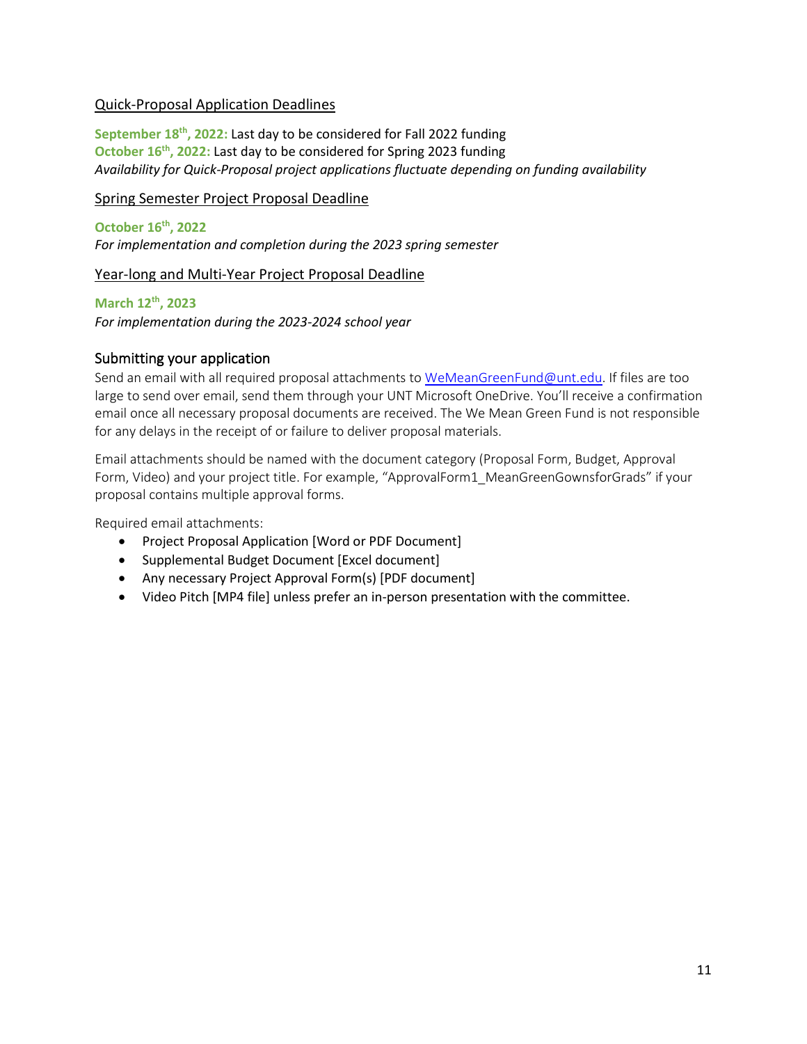### Quick-Proposal Application Deadlines

**September 18th, 2022:** Last day to be considered for Fall 2022 funding
**October 16th, 2022:** Last day to be considered for Spring 2023 funding
*Availability for Quick-Proposal project applications fluctuate depending on funding availability*

### Spring Semester Project Proposal Deadline

**October 16th, 2022**
*For implementation and completion during the 2023 spring semester*

### Year-long and Multi-Year Project Proposal Deadline

**March 12th, 2023**
*For implementation during the 2023-2024 school year*

## Submitting your application

Send an email with all required proposal attachments to WeMeanGreenFund@unt.edu. If files are too large to send over email, send them through your UNT Microsoft OneDrive. You'll receive a confirmation email once all necessary proposal documents are received. The We Mean Green Fund is not responsible for any delays in the receipt of or failure to deliver proposal materials.

Email attachments should be named with the document category (Proposal Form, Budget, Approval Form, Video) and your project title. For example, "ApprovalForm1_MeanGreenGownsforGrads" if your proposal contains multiple approval forms.

Required email attachments:

- Project Proposal Application [Word or PDF Document]
- Supplemental Budget Document [Excel document]
- Any necessary Project Approval Form(s) [PDF document]
- Video Pitch [MP4 file] unless prefer an in-person presentation with the committee.